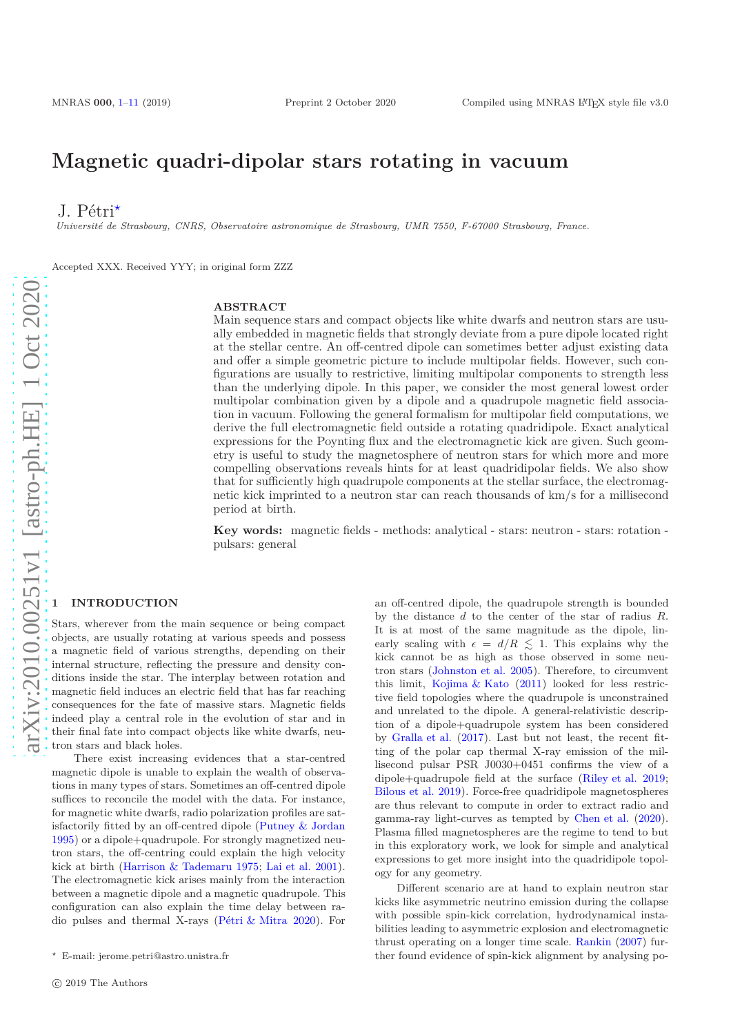# Magnetic quadri-dipolar stars rotating in vacuum

J. Pétri[⋆]

*Université de Strasbourg, CNRS, Observatoire astronomique de Strasbourg, UMR 7550, F-67000 Strasbourg, France.*

Accepted XXX. Received YYY; in original form ZZZ

## ABSTRACT

Main sequence stars and compact objects like white dwarfs and neutron stars are usually embedded in magnetic fields that strongly deviate from a pure dipole located right at the stellar centre. An off-centred dipole can sometimes better adjust existing data and offer a simple geometric picture to include multipolar fields. However, such configurations are usually to restrictive, limiting multipolar components to strength less than the underlying dipole. In this paper, we consider the most general lowest order multipolar combination given by a dipole and a quadrupole magnetic field association in vacuum. Following the general formalism for multipolar field computations, we derive the full electromagnetic field outside a rotating quadridipole. Exact analytical expressions for the Poynting flux and the electromagnetic kick are given. Such geometry is useful to study the magnetosphere of neutron stars for which more and more compelling observations reveals hints for at least quadridipolar fields. We also show that for sufficiently high quadrupole components at the stellar surface, the electromagnetic kick imprinted to a neutron star can reach thousands of km/s for a millisecond period at birth.

**Key words:** magnetic fields - methods: analytical - stars: neutron - stars: rotation - pulsars: general

## 1 INTRODUCTION

Stars, wherever from the main sequence or being compact objects, are usually rotating at various speeds and possess a magnetic field of various strengths, depending on their internal structure, reflecting the pressure and density conditions inside the star. The interplay between rotation and magnetic field induces an electric field that has far reaching consequences for the fate of massive stars. Magnetic fields indeed play a central role in the evolution of star and in their final fate into compact objects like white dwarfs, neutron stars and black holes.

There exist increasing evidences that a star-centred magnetic dipole is unable to explain the wealth of observations in many types of stars. Sometimes an off-centred dipole suffices to reconcile the model with the data. For instance, for magnetic white dwarfs, radio polarization profiles are satisfactorily fitted by an off-centred dipole (Putney & Jordan 1995) or a dipole+quadrupole. For strongly magnetized neutron stars, the off-centring could explain the high velocity kick at birth (Harrison & Tademaru 1975; Lai et al. 2001). The electromagnetic kick arises mainly from the interaction between a magnetic dipole and a magnetic quadrupole. This configuration can also explain the time delay between radio pulses and thermal X-rays (Pétri & Mitra 2020). For an off-centred dipole, the quadrupole strength is bounded by the distance $d$ to the center of the star of radius $R$. It is at most of the same magnitude as the dipole, linearly scaling with $\epsilon = d/R \lesssim 1$. This explains why the kick cannot be as high as those observed in some neutron stars (Johnston et al. 2005). Therefore, to circumvent this limit, Kojima & Kato (2011) looked for less restrictive field topologies where the quadrupole is unconstrained and unrelated to the dipole. A general-relativistic description of a dipole+quadrupole system has been considered by Gralla et al. (2017). Last but not least, the recent fitting of the polar cap thermal X-ray emission of the millisecond pulsar PSR J0030+0451 confirms the view of a dipole+quadrupole field at the surface (Riley et al. 2019; Bilous et al. 2019). Force-free quadridipole magnetospheres are thus relevant to compute in order to extract radio and gamma-ray light-curves as tempted by Chen et al. (2020). Plasma filled magnetospheres are the regime to tend to but in this exploratory work, we look for simple and analytical expressions to get more insight into the quadridipole topology for any geometry.

Different scenario are at hand to explain neutron star kicks like asymmetric neutrino emission during the collapse with possible spin-kick correlation, hydrodynamical instabilities leading to asymmetric explosion and electromagnetic thrust operating on a longer time scale. Rankin (2007) further found evidence of spin-kick alignment by analysing po-

⋆ E-mail: jerome.petri@astro.unistra.fr

© 2019 The Authors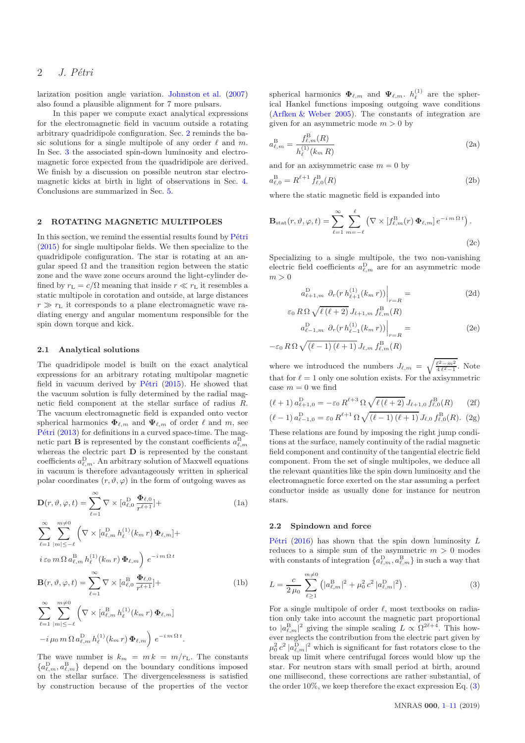larization position angle variation. Johnston et al. (2007) also found a plausible alignment for 7 more pulsars.

In this paper we compute exact analytical expressions for the electromagnetic field in vacuum outside a rotating arbitrary quadridipole configuration. Sec. 2 reminds the basic solutions for a single multipole of any order $\ell$ and $m$. In Sec. 3 the associated spin-down luminosity and electromagnetic force expected from the quadridipole are derived. We finish by a discussion on possible neutron star electromagnetic kicks at birth in light of observations in Sec. 4. Conclusions are summarized in Sec. 5.

## 2 ROTATING MAGNETIC MULTIPOLES

In this section, we remind the essential results found by Pétri (2015) for single multipolar fields. We then specialize to the quadridipole configuration. The star is rotating at an angular speed $\Omega$ and the transition region between the static zone and the wave zone occurs around the light-cylinder defined by $r_{\rm L} = c/\Omega$ meaning that inside $r \ll r_{\rm L}$ it resembles a static multipole in corotation and outside, at large distances $r \gg r_{\rm L}$ it corresponds to a plane electromagnetic wave radiating energy and angular momentum responsible for the spin down torque and kick.

### 2.1 Analytical solutions

The quadridipole model is built on the exact analytical expressions for an arbitrary rotating multipolar magnetic field in vacuum derived by Pétri (2015). He showed that the vacuum solution is fully determined by the radial magnetic field component at the stellar surface of radius $R$. The vacuum electromagnetic field is expanded onto vector spherical harmonics $\mathbf{\Phi}_{\ell,m}$ and $\mathbf{\Psi}_{\ell,m}$ of order $\ell$ and $m$, see Pétri (2013) for definitions in a curved space-time. The magnetic part $\mathbf{B}$ is represented by the constant coefficients $a^{\rm B}_{\ell,m}$ whereas the electric part $\mathbf{D}$ is represented by the constant coefficients $a^{\rm D}_{\ell,m}$. An arbitrary solution of Maxwell equations in vacuum is therefore advantageously written in spherical polar coordinates $(r, \vartheta, \varphi)$ in the form of outgoing waves as

$$
\begin{aligned}
\mathbf{D}(r,\vartheta,\varphi,t) = & \sum_{\ell=1}^{\infty} \nabla \times [a^{\rm D}_{\ell,0} \, \frac{\mathbf{\Phi}_{\ell,0}}{r^{\ell+1}}] + \\
& \sum_{\ell=1}^{\infty} \sum_{|m|\leq-\ell}^{m\neq0} \left( \nabla \times [a^{\rm D}_{\ell,m} \, h^{(1)}_{\ell}(k_m\,r) \, \mathbf{\Phi}_{\ell,m}] + \right. \\
& \left. i\,\varepsilon_0\,m\,\Omega\,a^{\rm B}_{\ell,m}\,h^{(1)}_{\ell}(k_m\,r)\,\mathbf{\Phi}_{\ell,m} \right) \, e^{-i\,m\,\Omega\,t}
\end{aligned} \tag{1a}
$$

$$
\begin{aligned}
\mathbf{B}(r,\vartheta,\varphi,t) = & \sum_{\ell=1}^{\infty} \nabla \times [a^{\rm B}_{\ell,0} \, \frac{\mathbf{\Phi}_{\ell,0}}{r^{\ell+1}}] + \\
& \sum_{\ell=1}^{\infty} \sum_{|m|\leq-\ell}^{m\neq0} \left( \nabla \times [a^{\rm B}_{\ell,m} \, h^{(1)}_{\ell}(k_m\,r) \, \mathbf{\Phi}_{\ell,m}] \right. \\
& \left. -i\,\mu_0\,m\,\Omega\,a^{\rm D}_{\ell,m}\,h^{(1)}_{\ell}(k_m\,r)\,\mathbf{\Phi}_{\ell,m} \right) \, e^{-i\,m\,\Omega\,t}.
\end{aligned} \tag{1b}
$$

The wave number is $k_m = m\,k = m/r_{\rm L}$. The constants $\{a^{\rm D}_{\ell,m}, a^{\rm B}_{\ell,m}\}$ depend on the boundary conditions imposed on the stellar surface. The divergencelessness is satisfied by construction because of the properties of the vector spherical harmonics $\mathbf{\Phi}_{\ell,m}$ and $\mathbf{\Psi}_{\ell,m}$. $h^{(1)}_{\ell}$ are the spherical Hankel functions imposing outgoing wave conditions (Arfken & Weber 2005). The constants of integration are given for an asymmetric mode $m > 0$ by

$$
a^{\rm B}_{\ell,m} = \frac{f^{\rm B}_{\ell,m}(R)}{h^{(1)}_{\ell}(k_m\,R)} \tag{2a}
$$

and for an axisymmetric case $m = 0$ by

$$
a^{\rm B}_{\ell,0} = R^{\ell+1} \, f^{\rm B}_{\ell,0}(R) \tag{2b}
$$

where the static magnetic field is expanded into

$$
\mathbf{B}_{\rm stat}(r,\vartheta,\varphi,t) = \sum_{\ell=1}^{\infty} \sum_{m=-\ell}^{\ell} \left( \nabla \times [f^{\rm B}_{\ell,m}(r)\,\mathbf{\Phi}_{\ell,m}]\,e^{-i\,m\,\Omega\,t} \right). \tag{2c}
$$

Specializing to a single multipole, the two non-vanishing electric field coefficients $a^{\rm D}_{\ell,m}$ are for an asymmetric mode $m > 0$

$$
\begin{aligned}
& a^{\rm D}_{\ell+1,m} \; \partial_r (r\,h^{(1)}_{\ell+1}(k_m\,r))\Big|_{r=R} = \\
& \varepsilon_0\,R\,\Omega\,\sqrt{\ell\,(\ell+2)}\,J_{\ell+1,m}\,f^{\rm B}_{\ell,m}(R)
\end{aligned} \tag{2d}
$$

$$
\begin{aligned}
& a^{\rm D}_{\ell-1,m} \; \partial_r (r\,h^{(1)}_{\ell-1}(k_m\,r))\Big|_{r=R} = \\
& -\varepsilon_0\,R\,\Omega\,\sqrt{(\ell-1)\,(\ell+1)}\,J_{\ell,m}\,f^{\rm B}_{\ell,m}(R)
\end{aligned} \tag{2e}
$$

where we introduced the numbers $J_{\ell,m} = \sqrt{\frac{\ell^2-m^2}{4\,\ell^2-1}}$. Note that for $\ell = 1$ only one solution exists. For the axisymmetric case $m = 0$ we find

$$
(\ell+1)\,a^{\rm D}_{\ell+1,0} = -\varepsilon_0\,R^{\ell+3}\,\Omega\,\sqrt{\ell\,(\ell+2)}\,J_{\ell+1,0}\,f^{\rm B}_{\ell,0}(R) \tag{2f}
$$

$$
(\ell-1)\,a^{\rm D}_{\ell-1,0} = \varepsilon_0\,R^{\ell+1}\,\Omega\,\sqrt{(\ell-1)\,(\ell+1)}\,J_{\ell,0}\,f^{\rm B}_{\ell,0}(R). \tag{2g}
$$

These relations are found by imposing the right jump conditions at the surface, namely continuity of the radial magnetic field component and continuity of the tangential electric field component. From the set of single multipoles, we deduce all the relevant quantities like the spin down luminosity and the electromagnetic force exerted on the star assuming a perfect conductor inside as usually done for instance for neutron stars.

### 2.2 Spindown and force

Pétri (2016) has shown that the spin down luminosity $L$ reduces to a simple sum of the asymmetric $m > 0$ modes with constants of integration $\{a^{\rm D}_{\ell,m}, a^{\rm B}_{\ell,m}\}$ in such a way that

$$
L = \frac{c}{2\,\mu_0} \sum_{\ell\geq1}^{m\neq0} \left( |a^{\rm B}_{\ell,m}|^2 + \mu_0^2\,c^2\,|a^{\rm D}_{\ell,m}|^2 \right). \tag{3}
$$

For a single multipole of order $\ell$, most textbooks on radiation only take into account the magnetic part proportional to $|a^{\rm B}_{\ell,m}|^2$ giving the simple scaling $L \propto \Omega^{2\ell+4}$. This however neglects the contribution from the electric part given by $\mu_0^2\,c^2\,|a^{\rm D}_{\ell,m}|^2$ which is significant for fast rotators close to the break up limit where centrifugal forces would blow up the star. For neutron stars with small period at birth, around one millisecond, these corrections are rather substantial, of the order 10%, we keep therefore the exact expression Eq. (3)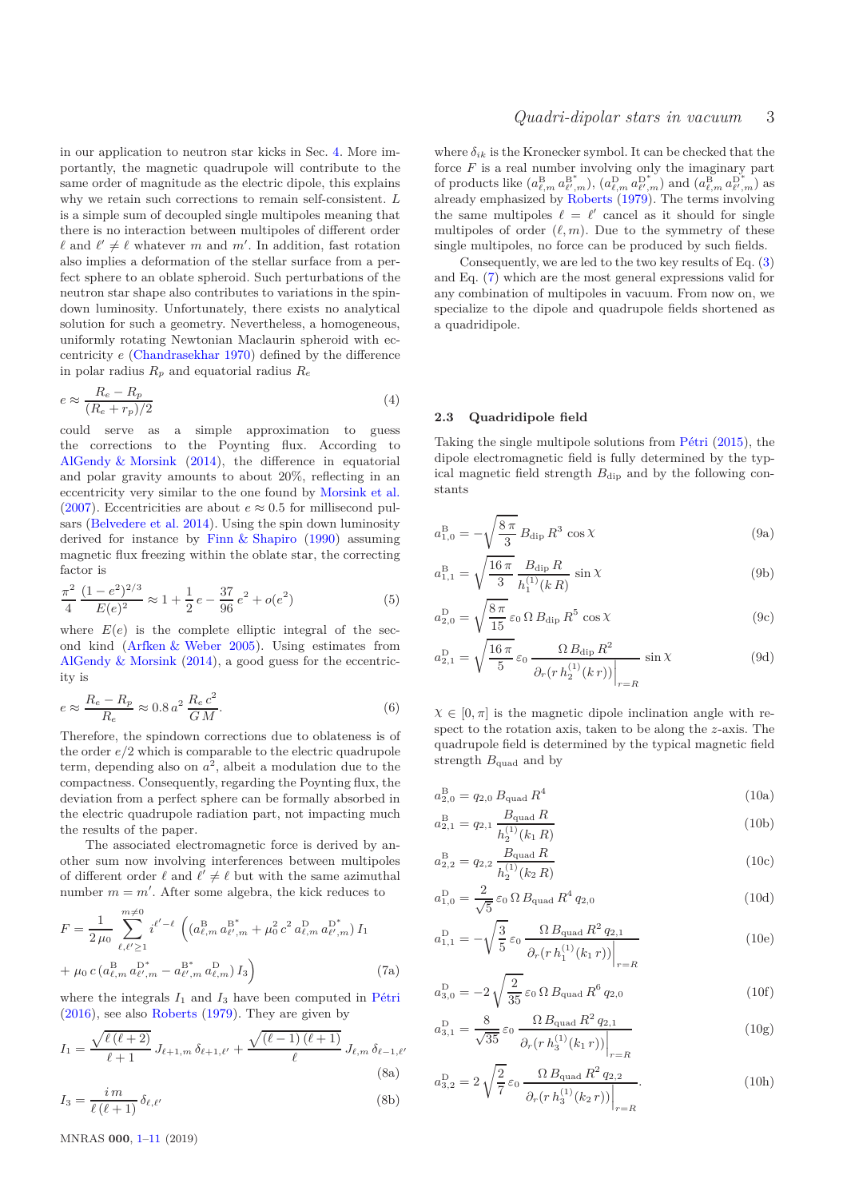in our application to neutron star kicks in Sec. 4. More importantly, the magnetic quadrupole will contribute to the same order of magnitude as the electric dipole, this explains why we retain such corrections to remain self-consistent. $L$ is a simple sum of decoupled single multipoles meaning that there is no interaction between multipoles of different order $\ell$ and $\ell' \neq \ell$ whatever $m$ and $m'$. In addition, fast rotation also implies a deformation of the stellar surface from a perfect sphere to an oblate spheroid. Such perturbations of the neutron star shape also contributes to variations in the spin-down luminosity. Unfortunately, there exists no analytical solution for such a geometry. Nevertheless, a homogeneous, uniformly rotating Newtonian Maclaurin spheroid with eccentricity $e$ (Chandrasekhar 1970) defined by the difference in polar radius $R_p$ and equatorial radius $R_e$

$$e \approx \frac{R_e - R_p}{(R_e + r_p)/2} \tag{4}$$

could serve as a simple approximation to guess the corrections to the Poynting flux. According to AlGendy & Morsink (2014), the difference in equatorial and polar gravity amounts to about 20%, reflecting in an eccentricity very similar to the one found by Morsink et al. (2007). Eccentricities are about $e \approx 0.5$ for millisecond pulsars (Belvedere et al. 2014). Using the spin down luminosity derived for instance by Finn & Shapiro (1990) assuming magnetic flux freezing within the oblate star, the correcting factor is

$$\frac{\pi^2}{4} \, \frac{(1-e^2)^{2/3}}{E(e)^2} \approx 1 + \frac{1}{2}\,e - \frac{37}{96}\,e^2 + o(e^2) \tag{5}$$

where $E(e)$ is the complete elliptic integral of the second kind (Arfken & Weber 2005). Using estimates from AlGendy & Morsink (2014), a good guess for the eccentricity is

$$e \approx \frac{R_e - R_p}{R_e} \approx 0.8\,a^2\,\frac{R_e\,c^2}{G\,M}. \tag{6}$$

Therefore, the spindown corrections due to oblateness is of the order $e/2$ which is comparable to the electric quadrupole term, depending also on $a^2$, albeit a modulation due to the compactness. Consequently, regarding the Poynting flux, the deviation from a perfect sphere can be formally absorbed in the electric quadrupole radiation part, not impacting much the results of the paper.

The associated electromagnetic force is derived by another sum now involving interferences between multipoles of different order $\ell$ and $\ell' \neq \ell$ but with the same azimuthal number $m = m'$. After some algebra, the kick reduces to

$$F = \frac{1}{2\,\mu_0} \sum_{\ell,\ell' \geq 1}^{m \neq 0} i^{\ell'-\ell} \, \left( (a^{\rm B}_{\ell,m}\,a^{{\rm B}^*}_{\ell',m} + \mu_0^2\,c^2\,a^{\rm D}_{\ell,m}\,a^{{\rm D}^*}_{\ell',m})\,I_1 \right.$$
$$\left. + \, \mu_0\,c\,(a^{\rm B}_{\ell,m}\,a^{{\rm D}^*}_{\ell',m} - a^{{\rm B}^*}_{\ell',m}\,a^{\rm D}_{\ell,m})\,I_3 \right) \tag{7a}$$

where the integrals $I_1$ and $I_3$ have been computed in Pétri (2016), see also Roberts (1979). They are given by

$$I_1 = \frac{\sqrt{\ell\,(\ell+2)}}{\ell+1}\,J_{\ell+1,m}\,\delta_{\ell+1,\ell'} + \frac{\sqrt{(\ell-1)\,(\ell+1)}}{\ell}\,J_{\ell,m}\,\delta_{\ell-1,\ell'} \tag{8a}$$

$$I_3 = \frac{i\,m}{\ell\,(\ell+1)}\,\delta_{\ell,\ell'} \tag{8b}$$

where $\delta_{ik}$ is the Kronecker symbol. It can be checked that the force $F$ is a real number involving only the imaginary part of products like $(a^{\rm B}_{\ell,m}\,a^{{\rm B}^*}_{\ell',m})$, $(a^{\rm D}_{\ell,m}\,a^{{\rm D}^*}_{\ell',m})$ and $(a^{\rm B}_{\ell,m}\,a^{{\rm D}^*}_{\ell',m})$ as already emphasized by Roberts (1979). The terms involving the same multipoles $\ell = \ell'$ cancel as it should for single multipoles of order $(\ell, m)$. Due to the symmetry of these single multipoles, no force can be produced by such fields.

Consequently, we are led to the two key results of Eq. (3) and Eq. (7) which are the most general expressions valid for any combination of multipoles in vacuum. From now on, we specialize to the dipole and quadrupole fields shortened as a quadridipole.

### 2.3 Quadridipole field

Taking the single multipole solutions from Pétri (2015), the dipole electromagnetic field is fully determined by the typical magnetic field strength $B_{\rm dip}$ and by the following constants

$$a^{\rm B}_{1,0} = -\sqrt{\frac{8\,\pi}{3}}\,B_{\rm dip}\,R^3\,\cos\chi \tag{9a}$$

$$a^{\rm B}_{1,1} = \sqrt{\frac{16\,\pi}{3}}\,\frac{B_{\rm dip}\,R}{h_1^{(1)}(k\,R)}\,\sin\chi \tag{9b}$$

$$a^{\rm D}_{2,0} = \sqrt{\frac{8\,\pi}{15}}\,\varepsilon_0\,\Omega\,B_{\rm dip}\,R^5\,\cos\chi \tag{9c}$$

$$a^{\rm D}_{2,1} = \sqrt{\frac{16\,\pi}{5}}\,\varepsilon_0\,\frac{\Omega\,B_{\rm dip}\,R^2}{\partial_r(r\,h_2^{(1)}(k\,r))\big|_{r=R}}\,\sin\chi \tag{9d}$$

$\chi \in [0, \pi]$ is the magnetic dipole inclination angle with respect to the rotation axis, taken to be along the $z$-axis. The quadrupole field is determined by the typical magnetic field strength $B_{\rm quad}$ and by

$$a^{\rm B}_{2,0} = q_{2,0}\,B_{\rm quad}\,R^4 \tag{10a}$$

$$a^{\rm B}_{2,1} = q_{2,1}\,\frac{B_{\rm quad}\,R}{h_2^{(1)}(k_1\,R)} \tag{10b}$$

$$a^{\rm B}_{2,2} = q_{2,2}\,\frac{B_{\rm quad}\,R}{h_2^{(1)}(k_2\,R)} \tag{10c}$$

$$a^{\rm D}_{1,0} = \frac{2}{\sqrt{5}}\,\varepsilon_0\,\Omega\,B_{\rm quad}\,R^4\,q_{2,0} \tag{10d}$$

$$a^{\rm D}_{1,1} = -\sqrt{\frac{3}{5}}\,\varepsilon_0\,\frac{\Omega\,B_{\rm quad}\,R^2\,q_{2,1}}{\partial_r(r\,h_1^{(1)}(k_1\,r))\big|_{r=R}} \tag{10e}$$

$$a^{\rm D}_{3,0} = -2\,\sqrt{\frac{2}{35}}\,\varepsilon_0\,\Omega\,B_{\rm quad}\,R^6\,q_{2,0} \tag{10f}$$

$$a^{\rm D}_{3,1} = \frac{8}{\sqrt{35}}\,\varepsilon_0\,\frac{\Omega\,B_{\rm quad}\,R^2\,q_{2,1}}{\partial_r(r\,h_3^{(1)}(k_1\,r))\big|_{r=R}} \tag{10g}$$

$$a^{\rm D}_{3,2} = 2\,\sqrt{\frac{2}{7}}\,\varepsilon_0\,\frac{\Omega\,B_{\rm quad}\,R^2\,q_{2,2}}{\partial_r(r\,h_3^{(1)}(k_2\,r))\big|_{r=R}}. \tag{10h}$$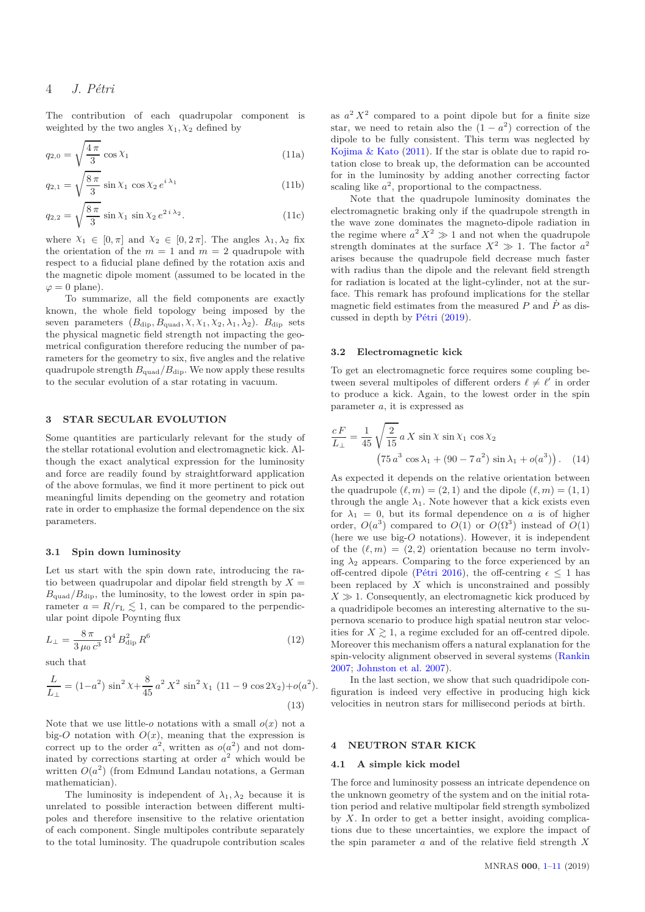The contribution of each quadrupolar component is weighted by the two angles $\chi_1, \chi_2$ defined by

$$q_{2,0} = \sqrt{\frac{4\,\pi}{3}}\,\cos\chi_1 \tag{11a}$$

$$q_{2,1} = \sqrt{\frac{8\,\pi}{3}}\,\sin\chi_1\,\cos\chi_2\,e^{i\,\lambda_1} \tag{11b}$$

$$q_{2,2} = \sqrt{\frac{8\,\pi}{3}}\,\sin\chi_1\,\sin\chi_2\,e^{2\,i\,\lambda_2}. \tag{11c}$$

where $\chi_1 \in [0, \pi]$ and $\chi_2 \in [0, 2\,\pi]$. The angles $\lambda_1, \lambda_2$ fix the orientation of the $m = 1$ and $m = 2$ quadrupole with respect to a fiducial plane defined by the rotation axis and the magnetic dipole moment (assumed to be located in the $\varphi = 0$ plane).

To summarize, all the field components are exactly known, the whole field topology being imposed by the seven parameters $(B_{\rm dip}, B_{\rm quad}, \chi, \chi_1, \chi_2, \lambda_1, \lambda_2)$. $B_{\rm dip}$ sets the physical magnetic field strength not impacting the geometrical configuration therefore reducing the number of parameters for the geometry to six, five angles and the relative quadrupole strength $B_{\rm quad}/B_{\rm dip}$. We now apply these results to the secular evolution of a star rotating in vacuum.

## 3 STAR SECULAR EVOLUTION

Some quantities are particularly relevant for the study of the stellar rotational evolution and electromagnetic kick. Although the exact analytical expression for the luminosity and force are readily found by straightforward application of the above formulas, we find it more pertinent to pick out meaningful limits depending on the geometry and rotation rate in order to emphasize the formal dependence on the six parameters.

### 3.1 Spin down luminosity

Let us start with the spin down rate, introducing the ratio between quadrupolar and dipolar field strength by $X = B_{\rm quad}/B_{\rm dip}$, the luminosity, to the lowest order in spin parameter $a = R/r_{\rm L} \lesssim 1$, can be compared to the perpendicular point dipole Poynting flux

$$L_\perp = \frac{8\,\pi}{3\,\mu_0\,c^3}\,\Omega^4\,B_{\rm dip}^2\,R^6 \tag{12}$$

such that

$$\frac{L}{L_\perp} = (1-a^2)\,\sin^2\chi + \frac{8}{45}\,a^2\,X^2\,\sin^2\chi_1\,(11 - 9\,\cos 2\chi_2) + o(a^2). \tag{13}$$

Note that we use little-$o$ notations with a small $o(x)$ not a big-$O$ notation with $O(x)$, meaning that the expression is correct up to the order $a^2$, written as $o(a^2)$ and not dominated by corrections starting at order $a^2$ which would be written $O(a^2)$ (from Edmund Landau notations, a German mathematician).

The luminosity is independent of $\lambda_1, \lambda_2$ because it is unrelated to possible interaction between different multipoles and therefore insensitive to the relative orientation of each component. Single multipoles contribute separately to the total luminosity. The quadrupole contribution scales as $a^2\,X^2$ compared to a point dipole but for a finite size star, we need to retain also the $(1 - a^2)$ correction of the dipole to be fully consistent. This term was neglected by Kojima & Kato (2011). If the star is oblate due to rapid rotation close to break up, the deformation can be accounted for in the luminosity by adding another correcting factor scaling like $a^2$, proportional to the compactness.

Note that the quadrupole luminosity dominates the electromagnetic braking only if the quadrupole strength in the wave zone dominates the magneto-dipole radiation in the regime where $a^2\,X^2 \gg 1$ and not when the quadrupole strength dominates at the surface $X^2 \gg 1$. The factor $a^2$ arises because the quadrupole field decrease much faster with radius than the dipole and the relevant field strength for radiation is located at the light-cylinder, not at the surface. This remark has profound implications for the stellar magnetic field estimates from the measured $P$ and $\dot{P}$ as discussed in depth by Pétri (2019).

### 3.2 Electromagnetic kick

To get an electromagnetic force requires some coupling between several multipoles of different orders $\ell \neq \ell'$ in order to produce a kick. Again, to the lowest order in the spin parameter $a$, it is expressed as

$$\frac{c\,F}{L_\perp} = \frac{1}{45}\,\sqrt{\frac{2}{15}}\,a\,X\,\sin\chi\,\sin\chi_1\,\cos\chi_2 \left(75\,a^3\,\cos\lambda_1 + (90 - 7\,a^2)\,\sin\lambda_1 + o(a^3)\right). \tag{14}$$

As expected it depends on the relative orientation between the quadrupole $(\ell, m) = (2, 1)$ and the dipole $(\ell, m) = (1, 1)$ through the angle $\lambda_1$. Note however that a kick exists even for $\lambda_1 = 0$, but its formal dependence on $a$ is of higher order, $O(a^3)$ compared to $O(1)$ or $O(\Omega^3)$ instead of $O(1)$ (here we use big-$O$ notations). However, it is independent of the $(\ell, m) = (2, 2)$ orientation because no term involving $\lambda_2$ appears. Comparing to the force experienced by an off-centred dipole (Pétri 2016), the off-centring $\epsilon \le 1$ has been replaced by $X$ which is unconstrained and possibly $X \gg 1$. Consequently, an electromagnetic kick produced by a quadridipole becomes an interesting alternative to the supernova scenario to produce high spatial neutron star velocities for $X \gtrsim 1$, a regime excluded for an off-centred dipole. Moreover this mechanism offers a natural explanation for the spin-velocity alignment observed in several systems (Rankin 2007; Johnston et al. 2007).

In the last section, we show that such quadridipole configuration is indeed very effective in producing high kick velocities in neutron stars for millisecond periods at birth.

## 4 NEUTRON STAR KICK

### 4.1 A simple kick model

The force and luminosity possess an intricate dependence on the unknown geometry of the system and on the initial rotation period and relative multipolar field strength symbolized by $X$. In order to get a better insight, avoiding complications due to these uncertainties, we explore the impact of the spin parameter $a$ and of the relative field strength $X$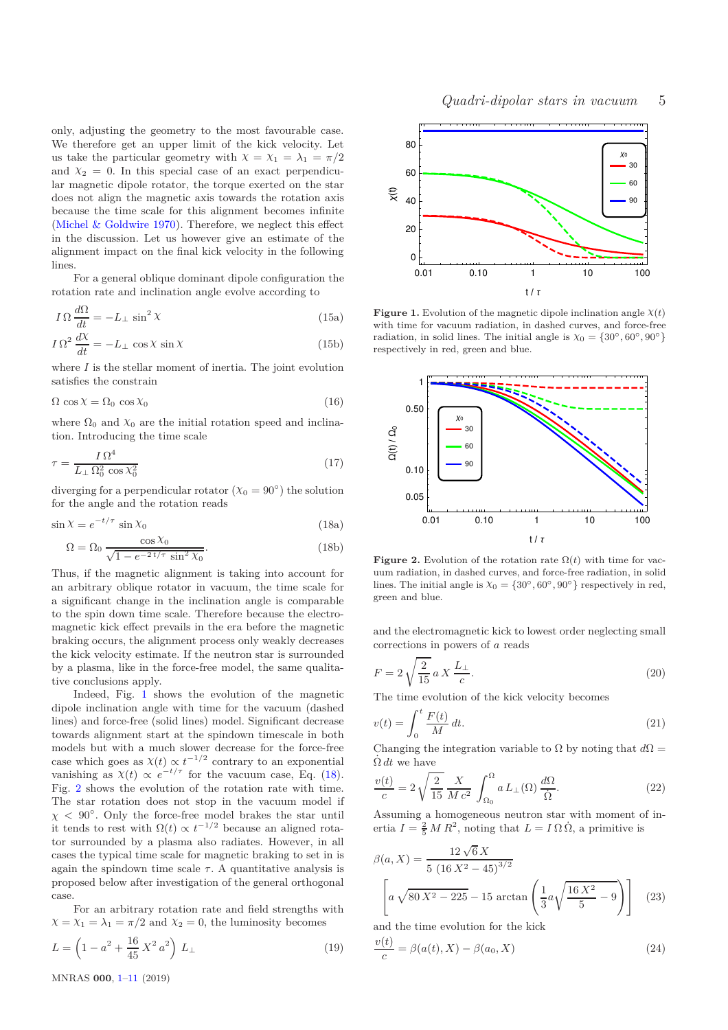only, adjusting the geometry to the most favourable case. We therefore get an upper limit of the kick velocity. Let us take the particular geometry with $\chi = \chi_1 = \lambda_1 = \pi/2$ and $\chi_2 = 0$. In this special case of an exact perpendicular magnetic dipole rotator, the torque exerted on the star does not align the magnetic axis towards the rotation axis because the time scale for this alignment becomes infinite (Michel & Goldwire 1970). Therefore, we neglect this effect in the discussion. Let us however give an estimate of the alignment impact on the final kick velocity in the following lines.

For a general oblique dominant dipole configuration the rotation rate and inclination angle evolve according to

$$I\,\Omega\,\frac{d\Omega}{dt} = -L_\perp\,\sin^2\chi \tag{15a}$$

$$I\,\Omega^2\,\frac{d\chi}{dt} = -L_\perp\,\cos\chi\,\sin\chi \tag{15b}$$

where $I$ is the stellar moment of inertia. The joint evolution satisfies the constrain

$$\Omega\,\cos\chi = \Omega_0\,\cos\chi_0 \tag{16}$$

where $\Omega_0$ and $\chi_0$ are the initial rotation speed and inclination. Introducing the time scale

$$\tau = \frac{I\,\Omega^4}{L_\perp\,\Omega_0^2\,\cos\chi_0^2} \tag{17}$$

diverging for a perpendicular rotator ($\chi_0 = 90°$) the solution for the angle and the rotation reads

$$\sin\chi = e^{-t/\tau}\,\sin\chi_0 \tag{18a}$$

$$\Omega = \Omega_0\,\frac{\cos\chi_0}{\sqrt{1 - e^{-2\,t/\tau}\,\sin^2\chi_0}}. \tag{18b}$$

Thus, if the magnetic alignment is taking into account for an arbitrary oblique rotator in vacuum, the time scale for a significant change in the inclination angle is comparable to the spin down time scale. Therefore because the electromagnetic kick effect prevails in the era before the magnetic braking occurs, the alignment process only weakly decreases the kick velocity estimate. If the neutron star is surrounded by a plasma, like in the force-free model, the same qualitative conclusions apply.

Indeed, Fig. 1 shows the evolution of the magnetic dipole inclination angle with time for the vacuum (dashed lines) and force-free (solid lines) model. Significant decrease towards alignment start at the spindown timescale in both models but with a much slower decrease for the force-free case which goes as $\chi(t) \propto t^{-1/2}$ contrary to an exponential vanishing as $\chi(t) \propto e^{-t/\tau}$ for the vacuum case, Eq. (18). Fig. 2 shows the evolution of the rotation rate with time. The star rotation does not stop in the vacuum model if $\chi < 90°$. Only the force-free model brakes the star until it tends to rest with $\Omega(t) \propto t^{-1/2}$ because an aligned rotator surrounded by a plasma also radiates. However, in all cases the typical time scale for magnetic braking to set in is again the spindown time scale $\tau$. A quantitative analysis is proposed below after investigation of the general orthogonal case.

For an arbitrary rotation rate and field strengths with $\chi = \chi_1 = \lambda_1 = \pi/2$ and $\chi_2 = 0$, the luminosity becomes

$$L = \left(1 - a^2 + \frac{16}{45}\,X^2\,a^2\right)\,L_\perp \tag{19}$$

χ(t)
80
60
40
20
0
0.01 0.10 1 10 100
t / τ
χ0
30
60
90

Figure 1. Evolution of the magnetic dipole inclination angle $\chi(t)$ with time for vacuum radiation, in dashed curves, and force-free radiation, in solid lines. The initial angle is $\chi_0 = \{30°, 60°, 90°\}$ respectively in red, green and blue.

Ω(t) / Ω0
1
0.50
0.10
0.05
0.01 0.10 1 10 100
t / τ
χ0
30
60
90

Figure 2. Evolution of the rotation rate $\Omega(t)$ with time for vacuum radiation, in dashed curves, and force-free radiation, in solid lines. The initial angle is $\chi_0 = \{30°, 60°, 90°\}$ respectively in red, green and blue.

and the electromagnetic kick to lowest order neglecting small corrections in powers of $a$ reads

$$F = 2\,\sqrt{\frac{2}{15}}\,a\,X\,\frac{L_\perp}{c}. \tag{20}$$

The time evolution of the kick velocity becomes

$$v(t) = \int_0^t \frac{F(t)}{M}\,dt. \tag{21}$$

Changing the integration variable to $\Omega$ by noting that $d\Omega = \dot{\Omega}\,dt$ we have

$$\frac{v(t)}{c} = 2\,\sqrt{\frac{2}{15}}\,\frac{X}{M\,c^2}\,\int_{\Omega_0}^{\Omega} a\,L_\perp(\Omega)\,\frac{d\Omega}{\Omega}. \tag{22}$$

Assuming a homogeneous neutron star with moment of inertia $I = \frac{2}{5}\,M\,R^2$, noting that $L = I\,\Omega\,\dot{\Omega}$, a primitive is

$$\beta(a, X) = \frac{12\,\sqrt{6}\,X}{5\,\left(16\,X^2 - 45\right)^{3/2}} \left[a\,\sqrt{80\,X^2 - 225} - 15\,\arctan\left(\frac{1}{3}a\sqrt{\frac{16\,X^2}{5} - 9}\right)\right] \tag{23}$$

and the time evolution for the kick

$$\frac{v(t)}{c} = \beta(a(t), X) - \beta(a_0, X) \tag{24}$$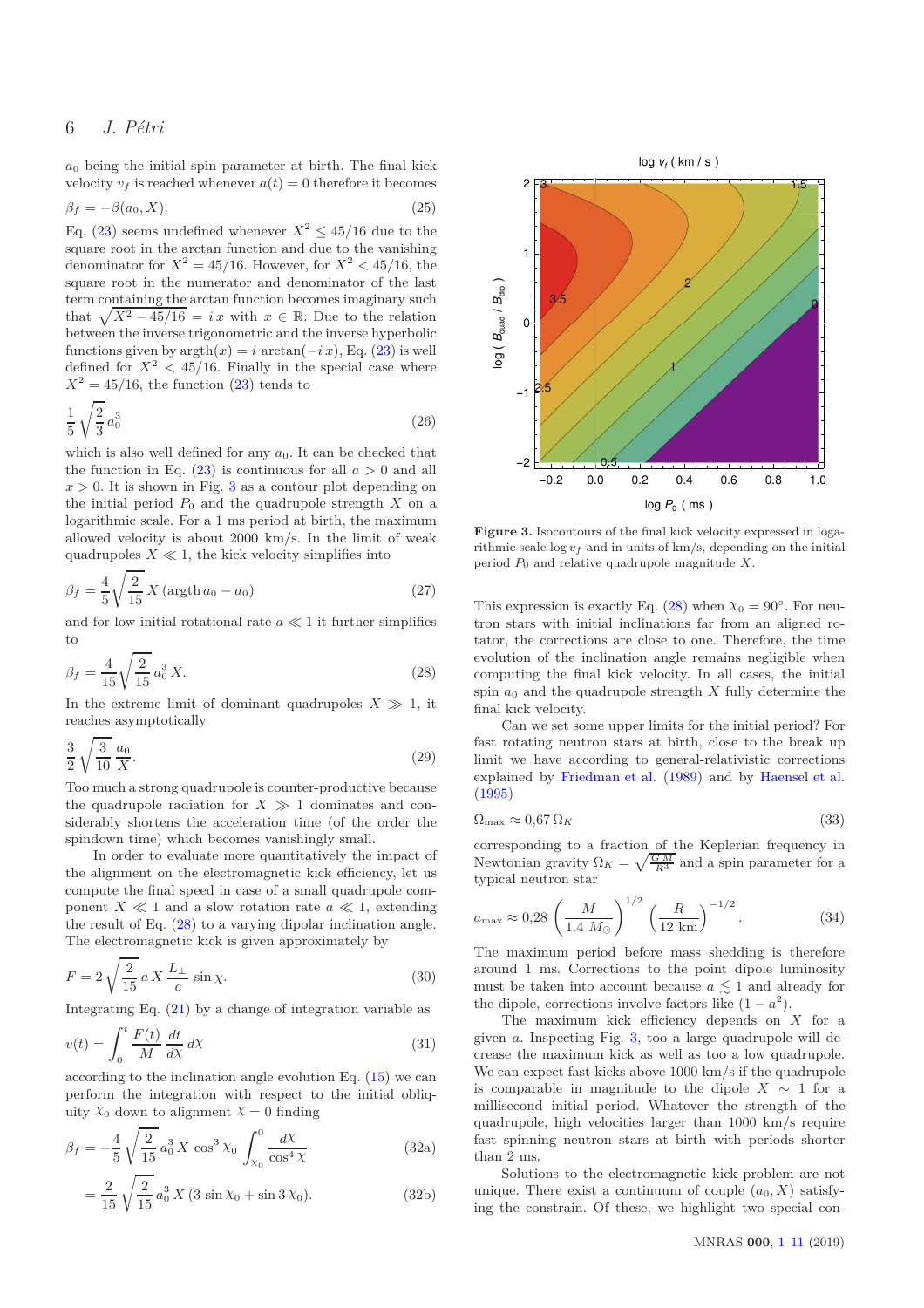$a_0$ being the initial spin parameter at birth. The final kick velocity $v_f$ is reached whenever $a(t) = 0$ therefore it becomes

$$\beta_f = -\beta(a_0, X). \tag{25}$$

Eq. (23) seems undefined whenever $X^2 \leq 45/16$ due to the square root in the arctan function and due to the vanishing denominator for $X^2 = 45/16$. However, for $X^2 < 45/16$, the square root in the numerator and denominator of the last term containing the arctan function becomes imaginary such that $\sqrt{X^2 - 45/16} = i\,x$ with $x \in \mathbb{R}$. Due to the relation between the inverse trigonometric and the inverse hyperbolic functions given by $\mathrm{argth}(x) = i \arctan(-i\,x)$, Eq. (23) is well defined for $X^2 < 45/16$. Finally in the special case where $X^2 = 45/16$, the function (23) tends to

$$\frac{1}{5}\sqrt{\frac{2}{3}}\,a_0^3 \tag{26}$$

which is also well defined for any $a_0$. It can be checked that the function in Eq. (23) is continuous for all $a > 0$ and all $x > 0$. It is shown in Fig. 3 as a contour plot depending on the initial period $P_0$ and the quadrupole strength $X$ on a logarithmic scale. For a 1 ms period at birth, the maximum allowed velocity is about 2000 km/s. In the limit of weak quadrupoles $X \ll 1$, the kick velocity simplifies into

$$\beta_f = \frac{4}{5}\sqrt{\frac{2}{15}}\,X\,(\mathrm{argth}\,a_0 - a_0) \tag{27}$$

and for low initial rotational rate $a \ll 1$ it further simplifies to

$$\beta_f = \frac{4}{15}\sqrt{\frac{2}{15}}\,a_0^3\,X. \tag{28}$$

In the extreme limit of dominant quadrupoles $X \gg 1$, it reaches asymptotically

$$\frac{3}{2}\sqrt{\frac{3}{10}}\,\frac{a_0}{X}. \tag{29}$$

Too much a strong quadrupole is counter-productive because the quadrupole radiation for $X \gg 1$ dominates and considerably shortens the acceleration time (of the order the spindown time) which becomes vanishingly small.

In order to evaluate more quantitatively the impact of the alignment on the electromagnetic kick efficiency, let us compute the final speed in case of a small quadrupole component $X \ll 1$ and a slow rotation rate $a \ll 1$, extending the result of Eq. (28) to a varying dipolar inclination angle. The electromagnetic kick is given approximately by

$$F = 2\sqrt{\frac{2}{15}}\,a\,X\,\frac{L_\perp}{c}\,\sin\chi. \tag{30}$$

Integrating Eq. (21) by a change of integration variable as

$$v(t) = \int_0^t \frac{F(t)}{M}\,\frac{dt}{d\chi}\,d\chi \tag{31}$$

according to the inclination angle evolution Eq. (15) we can perform the integration with respect to the initial obliquity $\chi_0$ down to alignment $\chi = 0$ finding

$$\beta_f = -\frac{4}{5}\sqrt{\frac{2}{15}}\,a_0^3\,X\,\cos^3\chi_0 \int_{\chi_0}^{0} \frac{d\chi}{\cos^4\chi} \tag{32a}$$

$$= \frac{2}{15}\sqrt{\frac{2}{15}}\,a_0^3\,X\,(3\,\sin\chi_0 + \sin 3\,\chi_0). \tag{32b}$$

**Figure 3.** Isocontours of the final kick velocity expressed in logarithmic scale $\log v_f$ and in units of km/s, depending on the initial period $P_0$ and relative quadrupole magnitude $X$.

This expression is exactly Eq. (28) when $\chi_0 = 90°$. For neutron stars with initial inclinations far from an aligned rotator, the corrections are close to one. Therefore, the time evolution of the inclination angle remains negligible when computing the final kick velocity. In all cases, the initial spin $a_0$ and the quadrupole strength $X$ fully determine the final kick velocity.

Can we set some upper limits for the initial period? For fast rotating neutron stars at birth, close to the break up limit we have according to general-relativistic corrections explained by Friedman et al. (1989) and by Haensel et al. (1995)

$$\Omega_{\max} \approx 0{,}67\,\Omega_K \tag{33}$$

corresponding to a fraction of the Keplerian frequency in Newtonian gravity $\Omega_K = \sqrt{\frac{G\,M}{R^3}}$ and a spin parameter for a typical neutron star

$$a_{\max} \approx 0{,}28\left(\frac{M}{1.4\,M_\odot}\right)^{1/2}\left(\frac{R}{12\text{ km}}\right)^{-1/2}. \tag{34}$$

The maximum period before mass shedding is therefore around 1 ms. Corrections to the point dipole luminosity must be taken into account because $a \lesssim 1$ and already for the dipole, corrections involve factors like $(1 - a^2)$.

The maximum kick efficiency depends on $X$ for a given $a$. Inspecting Fig. 3, too a large quadrupole will decrease the maximum kick as well as too a low quadrupole. We can expect fast kicks above 1000 km/s if the quadrupole is comparable in magnitude to the dipole $X \sim 1$ for a millisecond initial period. Whatever the strength of the quadrupole, high velocities larger than 1000 km/s require fast spinning neutron stars at birth with periods shorter than 2 ms.

Solutions to the electromagnetic kick problem are not unique. There exist a continuum of couple $(a_0, X)$ satisfying the constrain. Of these, we highlight two special con-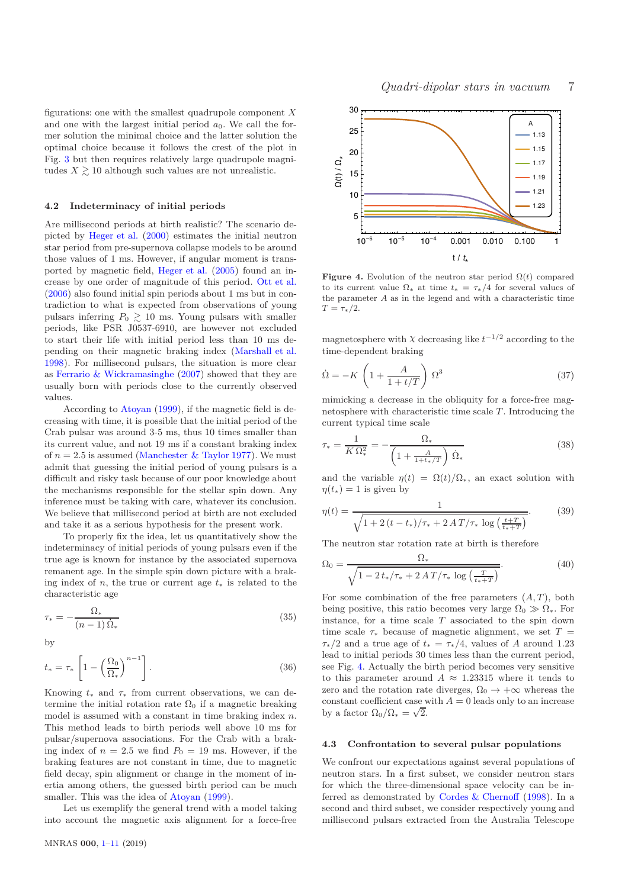figurations: one with the smallest quadrupole component $X$ and one with the largest initial period $a_0$. We call the former solution the minimal choice and the latter solution the optimal choice because it follows the crest of the plot in Fig. 3 but then requires relatively large quadrupole magnitudes $X \gtrsim 10$ although such values are not unrealistic.

### 4.2 Indeterminacy of initial periods

Are millisecond periods at birth realistic? The scenario depicted by Heger et al. (2000) estimates the initial neutron star period from pre-supernova collapse models to be around those values of 1 ms. However, if angular moment is transported by magnetic field, Heger et al. (2005) found an increase by one order of magnitude of this period. Ott et al. (2006) also found initial spin periods about 1 ms but in contradiction to what is expected from observations of young pulsars inferring $P_0 \gtrsim 10$ ms. Young pulsars with smaller periods, like PSR J0537-6910, are however not excluded to start their life with initial period less than 10 ms depending on their magnetic braking index (Marshall et al. 1998). For millisecond pulsars, the situation is more clear as Ferrario & Wickramasinghe (2007) showed that they are usually born with periods close to the currently observed values.

According to Atoyan (1999), if the magnetic field is decreasing with time, it is possible that the initial period of the Crab pulsar was around 3-5 ms, thus 10 times smaller than its current value, and not 19 ms if a constant braking index of $n = 2.5$ is assumed (Manchester & Taylor 1977). We must admit that guessing the initial period of young pulsars is a difficult and risky task because of our poor knowledge about the mechanisms responsible for the stellar spin down. Any inference must be taking with care, whatever its conclusion. We believe that millisecond period at birth are not excluded and take it as a serious hypothesis for the present work.

To properly fix the idea, let us quantitatively show the indeterminacy of initial periods of young pulsars even if the true age is known for instance by the associated supernova remanent age. In the simple spin down picture with a braking index of $n$, the true or current age $t_*$ is related to the characteristic age

$$\tau_* = -\frac{\Omega_*}{(n-1)\,\dot{\Omega}_*} \tag{35}$$

by

$$t_* = \tau_* \left[ 1 - \left( \frac{\Omega_0}{\Omega_*} \right)^{n-1} \right]. \tag{36}$$

Knowing $t_*$ and $\tau_*$ from current observations, we can determine the initial rotation rate $\Omega_0$ if a magnetic breaking model is assumed with a constant in time braking index $n$. This method leads to birth periods well above 10 ms for pulsar/supernova associations. For the Crab with a braking index of $n = 2.5$ we find $P_0 = 19$ ms. However, if the braking features are not constant in time, due to magnetic field decay, spin alignment or change in the moment of inertia among others, the guessed birth period can be much smaller. This was the idea of Atoyan (1999).

Let us exemplify the general trend with a model taking into account the magnetic axis alignment for a force-free magnetosphere with $\chi$ decreasing like $t^{-1/2}$ according to the time-dependent braking

$$\dot{\Omega} = -K \left( 1 + \frac{A}{1 + t/T} \right) \Omega^3 \tag{37}$$

mimicking a decrease in the obliquity for a force-free magnetosphere with characteristic time scale $T$. Introducing the current typical time scale

$$\tau_* = \frac{1}{K\,\Omega_*^2} = -\frac{\Omega_*}{\left( 1 + \frac{A}{1+t_*/T} \right) \dot{\Omega}_*} \tag{38}$$

and the variable $\eta(t) = \Omega(t)/\Omega_*$, an exact solution with $\eta(t_*) = 1$ is given by

$$\eta(t) = \frac{1}{\sqrt{1 + 2\,(t - t_*)/\tau_* + 2\,A\,T/\tau_* \,\log\left(\frac{t+T}{t_*+T}\right)}}. \tag{39}$$

The neutron star rotation rate at birth is therefore

$$\Omega_0 = \frac{\Omega_*}{\sqrt{1 - 2\,t_*/\tau_* + 2\,A\,T/\tau_* \,\log\left(\frac{T}{t_*+T}\right)}}. \tag{40}$$

For some combination of the free parameters $(A, T)$, both being positive, this ratio becomes very large $\Omega_0 \gg \Omega_*$. For instance, for a time scale $T$ associated to the spin down time scale $\tau_*$ because of magnetic alignment, we set $T = \tau_*/2$ and a true age of $t_* = \tau_*/4$, values of $A$ around 1.23 lead to initial periods 30 times less than the current period, see Fig. 4. Actually the birth period becomes very sensitive to this parameter around $A \approx 1.23315$ where it tends to zero and the rotation rate diverges, $\Omega_0 \to +\infty$ whereas the constant coefficient case with $A = 0$ leads only to an increase by a factor $\Omega_0/\Omega_* = \sqrt{2}$.

Ω(t) / Ω*
t / t*
A
1.13
1.15
1.17
1.19
1.21
1.23

**Figure 4.** Evolution of the neutron star period $\Omega(t)$ compared to its current value $\Omega_*$ at time $t_* = \tau_*/4$ for several values of the parameter $A$ as in the legend and with a characteristic time $T = \tau_*/2$.

### 4.3 Confrontation to several pulsar populations

We confront our expectations against several populations of neutron stars. In a first subset, we consider neutron stars for which the three-dimensional space velocity can be inferred as demonstrated by Cordes & Chernoff (1998). In a second and third subset, we consider respectively young and millisecond pulsars extracted from the Australia Telescope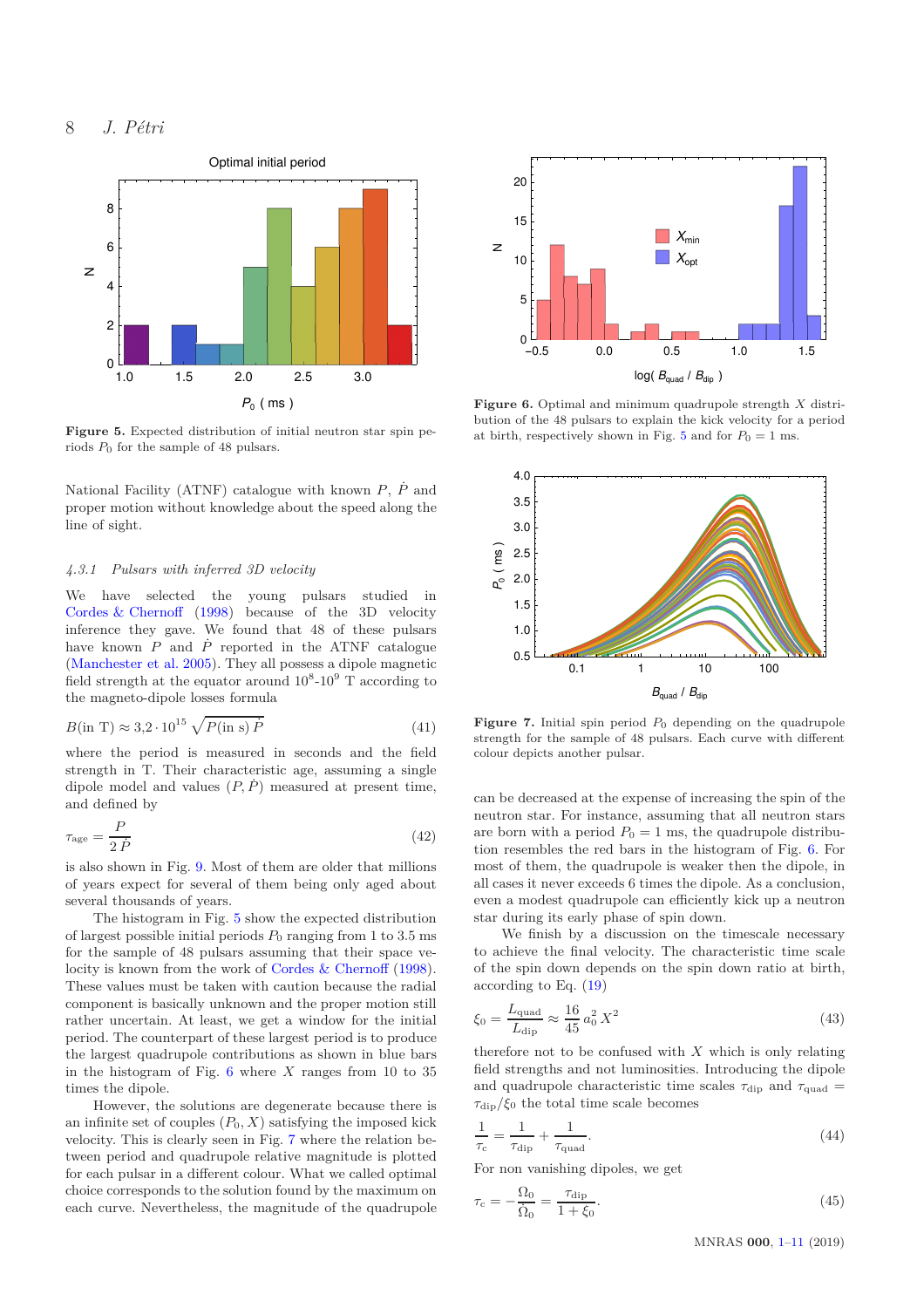Figure 5. Expected distribution of initial neutron star spin periods $P_0$ for the sample of 48 pulsars.

Figure 6. Optimal and minimum quadrupole strength $X$ distribution of the 48 pulsars to explain the kick velocity for a period at birth, respectively shown in Fig. 5 and for $P_0 = 1$ ms.

Figure 7. Initial spin period $P_0$ depending on the quadrupole strength for the sample of 48 pulsars. Each curve with different colour depicts another pulsar.

National Facility (ATNF) catalogue with known $P$, $\dot{P}$ and proper motion without knowledge about the speed along the line of sight.

#### 4.3.1 Pulsars with inferred 3D velocity

We have selected the young pulsars studied in Cordes & Chernoff (1998) because of the 3D velocity inference they gave. We found that 48 of these pulsars have known $P$ and $\dot{P}$ reported in the ATNF catalogue (Manchester et al. 2005). They all possess a dipole magnetic field strength at the equator around $10^8$-$10^9$ T according to the magneto-dipole losses formula

$$B(\text{in T}) \approx 3{,}2 \cdot 10^{15} \sqrt{P(\text{in s})\,\dot{P}} \tag{41}$$

where the period is measured in seconds and the field strength in T. Their characteristic age, assuming a single dipole model and values $(P, \dot{P})$ measured at present time, and defined by

$$\tau_{\rm age} = \frac{P}{2\,\dot{P}} \tag{42}$$

is also shown in Fig. 9. Most of them are older that millions of years expect for several of them being only aged about several thousands of years.

The histogram in Fig. 5 show the expected distribution of largest possible initial periods $P_0$ ranging from 1 to 3.5 ms for the sample of 48 pulsars assuming that their space velocity is known from the work of Cordes & Chernoff (1998). These values must be taken with caution because the radial component is basically unknown and the proper motion still rather uncertain. At least, we get a window for the initial period. The counterpart of these largest period is to produce the largest quadrupole contributions as shown in blue bars in the histogram of Fig. 6 where $X$ ranges from 10 to 35 times the dipole.

However, the solutions are degenerate because there is an infinite set of couples $(P_0, X)$ satisfying the imposed kick velocity. This is clearly seen in Fig. 7 where the relation between period and quadrupole relative magnitude is plotted for each pulsar in a different colour. What we called optimal choice corresponds to the solution found by the maximum on each curve. Nevertheless, the magnitude of the quadrupole can be decreased at the expense of increasing the spin of the neutron star. For instance, assuming that all neutron stars are born with a period $P_0 = 1$ ms, the quadrupole distribution resembles the red bars in the histogram of Fig. 6. For most of them, the quadrupole is weaker then the dipole, in all cases it never exceeds 6 times the dipole. As a conclusion, even a modest quadrupole can efficiently kick up a neutron star during its early phase of spin down.

We finish by a discussion on the timescale necessary to achieve the final velocity. The characteristic time scale of the spin down depends on the spin down ratio at birth, according to Eq. (19)

$$\xi_0 = \frac{L_{\rm quad}}{L_{\rm dip}} \approx \frac{16}{45}\,a_0^2\,X^2 \tag{43}$$

therefore not to be confused with $X$ which is only relating field strengths and not luminosities. Introducing the dipole and quadrupole characteristic time scales $\tau_{\rm dip}$ and $\tau_{\rm quad} = \tau_{\rm dip}/\xi_0$ the total time scale becomes

$$\frac{1}{\tau_c} = \frac{1}{\tau_{\rm dip}} + \frac{1}{\tau_{\rm quad}}. \tag{44}$$

For non vanishing dipoles, we get

$$\tau_c = -\frac{\Omega_0}{\dot{\Omega}_0} = \frac{\tau_{\rm dip}}{1+\xi_0}. \tag{45}$$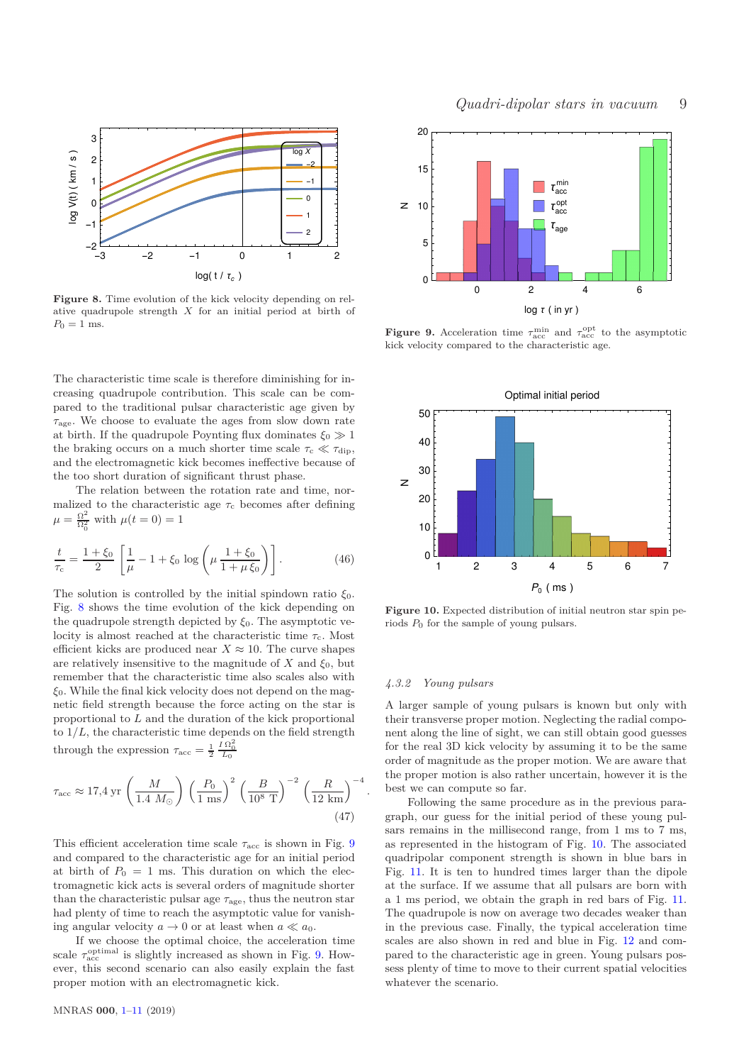log V(t) ( km / s )

3
2
1
0
−1
−2

−3 −2 −1 0 1 2

log( t / $\tau_c$ )

log X
−2
−1
0
1
2

**Figure 8.** Time evolution of the kick velocity depending on relative quadrupole strength $X$ for an initial period at birth of $P_0 = 1$ ms.

The characteristic time scale is therefore diminishing for increasing quadrupole contribution. This scale can be compared to the traditional pulsar characteristic age given by $\tau_{\rm age}$. We choose to evaluate the ages from slow down rate at birth. If the quadrupole Poynting flux dominates $\xi_0 \gg 1$ the braking occurs on a much shorter time scale $\tau_c \ll \tau_{\rm dip}$, and the electromagnetic kick becomes ineffective because of the too short duration of significant thrust phase.

The relation between the rotation rate and time, normalized to the characteristic age $\tau_c$ becomes after defining $\mu = \frac{\Omega^2}{\Omega_0^2}$ with $\mu(t=0) = 1$

$$\frac{t}{\tau_c} = \frac{1+\xi_0}{2} \left[ \frac{1}{\mu} - 1 + \xi_0 \log\left(\mu \, \frac{1+\xi_0}{1+\mu\,\xi_0}\right) \right] . \tag{46}$$

The solution is controlled by the initial spindown ratio $\xi_0$. Fig. 8 shows the time evolution of the kick depending on the quadrupole strength depicted by $\xi_0$. The asymptotic velocity is almost reached at the characteristic time $\tau_c$. Most efficient kicks are produced near $X \approx 10$. The curve shapes are relatively insensitive to the magnitude of $X$ and $\xi_0$, but remember that the characteristic time also scales also with $\xi_0$. While the final kick velocity does not depend on the magnetic field strength because the force acting on the star is proportional to $L$ and the duration of the kick proportional to $1/L$, the characteristic time depends on the field strength through the expression $\tau_{\rm acc} = \frac{1}{2} \frac{I\,\Omega_0^2}{L_0}$

$$\tau_{\rm acc} \approx 17{,}4 \text{ yr} \left(\frac{M}{1.4\,M_\odot}\right) \left(\frac{P_0}{1\text{ ms}}\right)^2 \left(\frac{B}{10^8\text{ T}}\right)^{-2} \left(\frac{R}{12\text{ km}}\right)^{-4} . \tag{47}$$

This efficient acceleration time scale $\tau_{\rm acc}$ is shown in Fig. 9 and compared to the characteristic age for an initial period at birth of $P_0 = 1$ ms. This duration on which the electromagnetic kick acts is several orders of magnitude shorter than the characteristic pulsar age $\tau_{\rm age}$, thus the neutron star had plenty of time to reach the asymptotic value for vanishing angular velocity $a \to 0$ or at least when $a \ll a_0$.

If we choose the optimal choice, the acceleration time scale $\tau_{\rm acc}^{\rm optimal}$ is slightly increased as shown in Fig. 9. However, this second scenario can also easily explain the fast proper motion with an electromagnetic kick.

N

20
15
10
5
0

0 2 4 6

log $\tau$ ( in yr )

$\tau_{\rm acc}^{\rm min}$
$\tau_{\rm acc}^{\rm opt}$
$\tau_{\rm age}$

**Figure 9.** Acceleration time $\tau_{\rm acc}^{\rm min}$ and $\tau_{\rm acc}^{\rm opt}$ to the asymptotic kick velocity compared to the characteristic age.

Optimal initial period

N

50
40
30
20
10
0

1 2 3 4 5 6 7

$P_0$ ( ms )

**Figure 10.** Expected distribution of initial neutron star spin periods $P_0$ for the sample of young pulsars.

### 4.3.2 *Young pulsars*

A larger sample of young pulsars is known but only with their transverse proper motion. Neglecting the radial component along the line of sight, we can still obtain good guesses for the real 3D kick velocity by assuming it to be the same order of magnitude as the proper motion. We are aware that the proper motion is also rather uncertain, however it is the best we can compute so far.

Following the same procedure as in the previous paragraph, our guess for the initial period of these young pulsars remains in the millisecond range, from 1 ms to 7 ms, as represented in the histogram of Fig. 10. The associated quadripolar component strength is shown in blue bars in Fig. 11. It is ten to hundred times larger than the dipole at the surface. If we assume that all pulsars are born with a 1 ms period, we obtain the graph in red bars of Fig. 11. The quadrupole is now on average two decades weaker than in the previous case. Finally, the typical acceleration time scales are also shown in red and blue in Fig. 12 and compared to the characteristic age in green. Young pulsars possess plenty of time to move to their current spatial velocities whatever the scenario.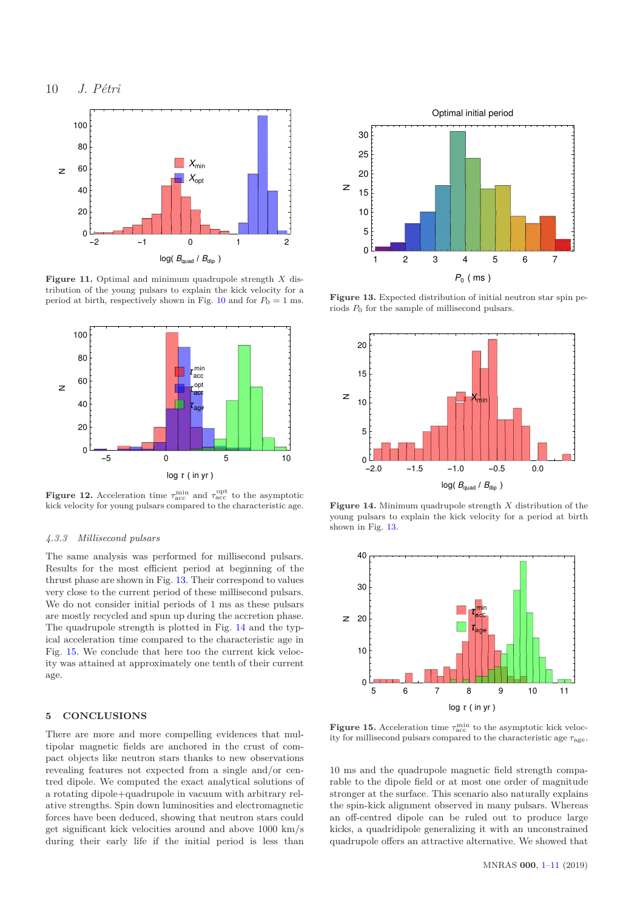N
100
80
60
40
20
0
−2 −1 0 1 2
log( $B_{quad}$ / $B_{dip}$ )
$X_{min}$
$X_{opt}$

**Figure 11.** Optimal and minimum quadrupole strength $X$ distribution of the young pulsars to explain the kick velocity for a period at birth, respectively shown in Fig. 10 and for $P_0 = 1$ ms.

N
100
80
60
40
20
0
−5 0 5 10
log $\tau$ ( in yr )
$\tau_{acc}^{min}$
$\tau_{acc}^{opt}$
$\tau_{age}$

**Figure 12.** Acceleration time $\tau_{\rm acc}^{\rm min}$ and $\tau_{\rm acc}^{\rm opt}$ to the asymptotic kick velocity for young pulsars compared to the characteristic age.

#### 4.3.3 *Millisecond pulsars*

The same analysis was performed for millisecond pulsars. Results for the most efficient period at beginning of the thrust phase are shown in Fig. 13. Their correspond to values very close to the current period of these millisecond pulsars. We do not consider initial periods of 1 ms as these pulsars are mostly recycled and spun up during the accretion phase. The quadrupole strength is plotted in Fig. 14 and the typical acceleration time compared to the characteristic age in Fig. 15. We conclude that here too the current kick velocity was attained at approximately one tenth of their current age.

## 5 CONCLUSIONS

There are more and more compelling evidences that multipolar magnetic fields are anchored in the crust of compact objects like neutron stars thanks to new observations revealing features not expected from a single and/or centred dipole. We computed the exact analytical solutions of a rotating dipole+quadrupole in vacuum with arbitrary relative strengths. Spin down luminosities and electromagnetic forces have been deduced, showing that neutron stars could get significant kick velocities around and above 1000 km/s during their early life if the initial period is less than 10 ms and the quadrupole magnetic field strength comparable to the dipole field or at most one order of magnitude stronger at the surface. This scenario also naturally explains the spin-kick alignment observed in many pulsars. Whereas an off-centred dipole can be ruled out to produce large kicks, a quadridipole generalizing it with an unconstrained quadrupole offers an attractive alternative. We showed that

Optimal initial period
N
30
25
20
15
10
5
0
1 2 3 4 5 6 7
$P_0$ ( ms )

**Figure 13.** Expected distribution of initial neutron star spin periods $P_0$ for the sample of millisecond pulsars.

N
20
15
10
5
0
−2.0 −1.5 −1.0 −0.5 0.0
log( $B_{quad}$ / $B_{dip}$ )
$X_{min}$

**Figure 14.** Minimum quadrupole strength $X$ distribution of the young pulsars to explain the kick velocity for a period at birth shown in Fig. 13.

N
40
30
20
10
0
5 6 7 8 9 10 11
log $\tau$ ( in yr )
$\tau_{acc}^{min}$
$\tau_{age}$

**Figure 15.** Acceleration time $\tau_{\rm acc}^{\rm min}$ to the asymptotic kick velocity for millisecond pulsars compared to the characteristic age $\tau_{\rm age}$.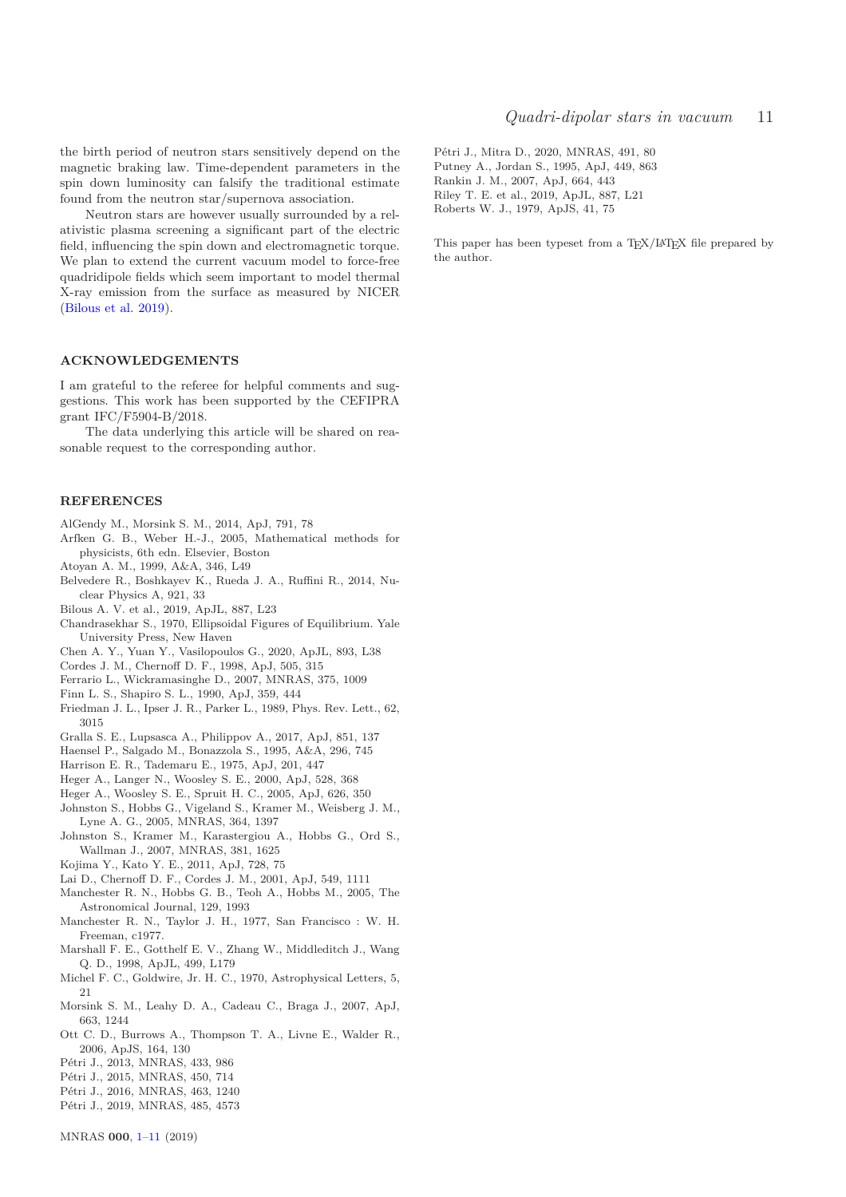the birth period of neutron stars sensitively depend on the magnetic braking law. Time-dependent parameters in the spin down luminosity can falsify the traditional estimate found from the neutron star/supernova association.

Neutron stars are however usually surrounded by a relativistic plasma screening a significant part of the electric field, influencing the spin down and electromagnetic torque. We plan to extend the current vacuum model to force-free quadridipole fields which seem important to model thermal X-ray emission from the surface as measured by NICER (Bilous et al. 2019).

## ACKNOWLEDGEMENTS

I am grateful to the referee for helpful comments and suggestions. This work has been supported by the CEFIPRA grant IFC/F5904-B/2018.

The data underlying this article will be shared on reasonable request to the corresponding author.

## REFERENCES

AlGendy M., Morsink S. M., 2014, ApJ, 791, 78  
Arfken G. B., Weber H.-J., 2005, Mathematical methods for physicists, 6th edn. Elsevier, Boston  
Atoyan A. M., 1999, A&A, 346, L49  
Belvedere R., Boshkayev K., Rueda J. A., Ruffini R., 2014, Nuclear Physics A, 921, 33  
Bilous A. V. et al., 2019, ApJL, 887, L23  
Chandrasekhar S., 1970, Ellipsoidal Figures of Equilibrium. Yale University Press, New Haven  
Chen A. Y., Yuan Y., Vasilopoulos G., 2020, ApJL, 893, L38  
Cordes J. M., Chernoff D. F., 1998, ApJ, 505, 315  
Ferrario L., Wickramasinghe D., 2007, MNRAS, 375, 1009  
Finn L. S., Shapiro S. L., 1990, ApJ, 359, 444  
Friedman J. L., Ipser J. R., Parker L., 1989, Phys. Rev. Lett., 62, 3015  
Gralla S. E., Lupsasca A., Philippov A., 2017, ApJ, 851, 137  
Haensel P., Salgado M., Bonazzola S., 1995, A&A, 296, 745  
Harrison E. R., Tademaru E., 1975, ApJ, 201, 447  
Heger A., Langer N., Woosley S. E., 2000, ApJ, 528, 368  
Heger A., Woosley S. E., Spruit H. C., 2005, ApJ, 626, 350  
Johnston S., Hobbs G., Vigeland S., Kramer M., Weisberg J. M., Lyne A. G., 2005, MNRAS, 364, 1397  
Johnston S., Kramer M., Karastergiou A., Hobbs G., Ord S., Wallman J., 2007, MNRAS, 381, 1625  
Kojima Y., Kato Y. E., 2011, ApJ, 728, 75  
Lai D., Chernoff D. F., Cordes J. M., 2001, ApJ, 549, 1111  
Manchester R. N., Hobbs G. B., Teoh A., Hobbs M., 2005, The Astronomical Journal, 129, 1993  
Manchester R. N., Taylor J. H., 1977, San Francisco : W. H. Freeman, c1977.  
Marshall F. E., Gotthelf E. V., Zhang W., Middleditch J., Wang Q. D., 1998, ApJL, 499, L179  
Michel F. C., Goldwire, Jr. H. C., 1970, Astrophysical Letters, 5, 21  
Morsink S. M., Leahy D. A., Cadeau C., Braga J., 2007, ApJ, 663, 1244  
Ott C. D., Burrows A., Thompson T. A., Livne E., Walder R., 2006, ApJS, 164, 130  
Pétri J., 2013, MNRAS, 433, 986  
Pétri J., 2015, MNRAS, 450, 714  
Pétri J., 2016, MNRAS, 463, 1240  
Pétri J., 2019, MNRAS, 485, 4573  
Pétri J., Mitra D., 2020, MNRAS, 491, 80  
Putney A., Jordan S., 1995, ApJ, 449, 863  
Rankin J. M., 2007, ApJ, 664, 443  
Riley T. E. et al., 2019, ApJL, 887, L21  
Roberts W. J., 1979, ApJS, 41, 75

This paper has been typeset from a TEX/LATEX file prepared by the author.